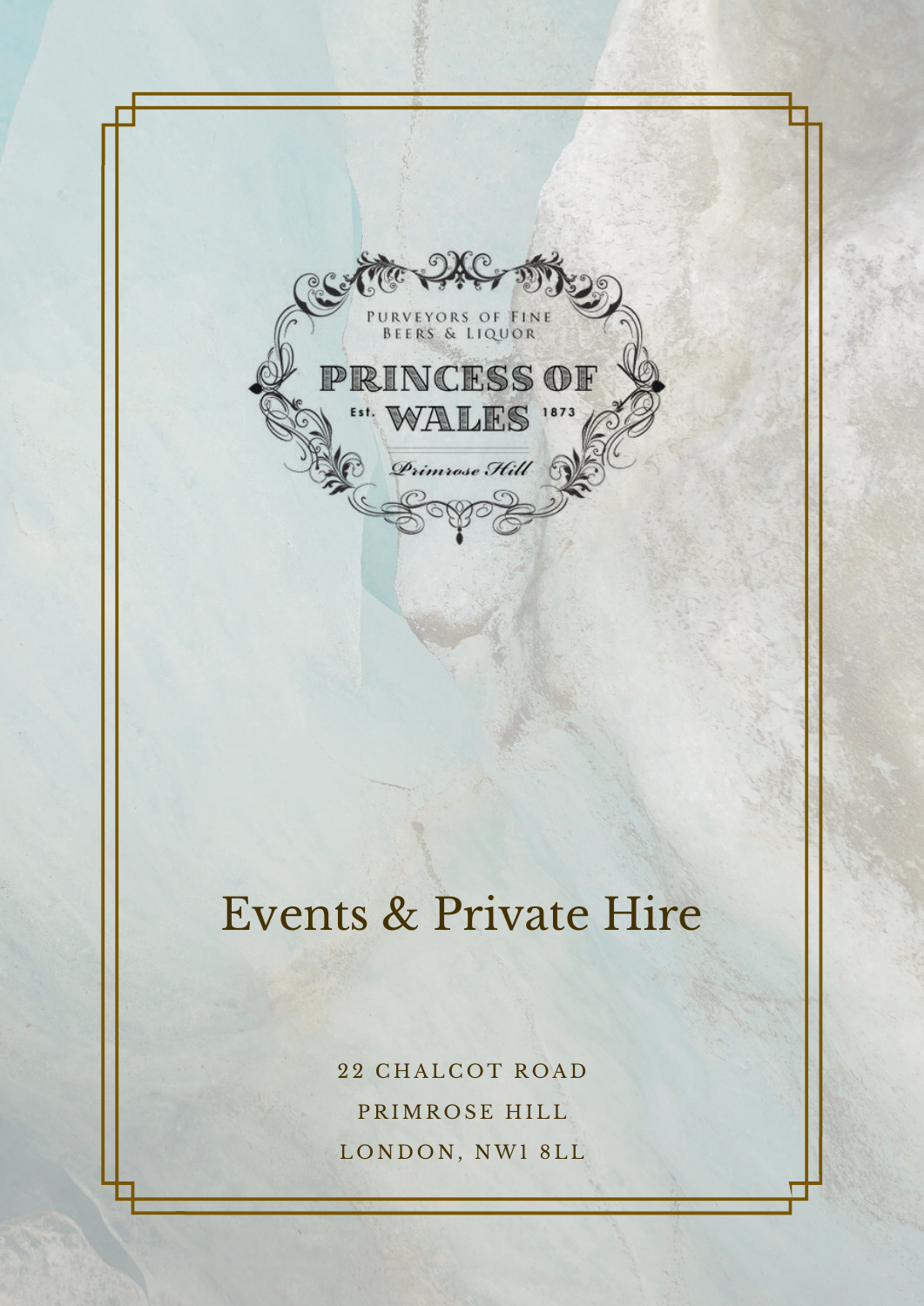Purveyors of Fine Beers & Liquor

# PRINCESS OF WALES

Est. 1873

*Primrose Hill*

# Events & Private Hire

22 CHALCOT ROAD
PRIMROSE HILL
LONDON, NW1 8LL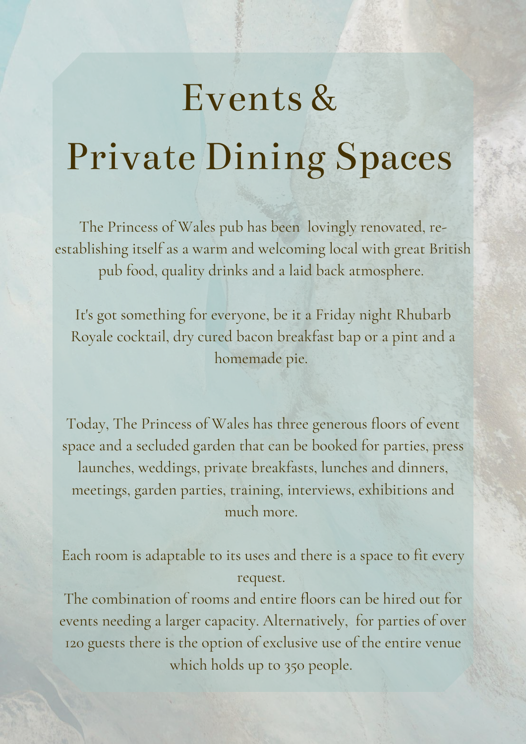# Events & Private Dining Spaces

The Princess of Wales pub has been lovingly renovated, re-establishing itself as a warm and welcoming local with great British pub food, quality drinks and a laid back atmosphere.

It's got something for everyone, be it a Friday night Rhubarb Royale cocktail, dry cured bacon breakfast bap or a pint and a homemade pie.

Today, The Princess of Wales has three generous floors of event space and a secluded garden that can be booked for parties, press launches, weddings, private breakfasts, lunches and dinners, meetings, garden parties, training, interviews, exhibitions and much more.

Each room is adaptable to its uses and there is a space to fit every request.
The combination of rooms and entire floors can be hired out for events needing a larger capacity. Alternatively, for parties of over 120 guests there is the option of exclusive use of the entire venue which holds up to 350 people.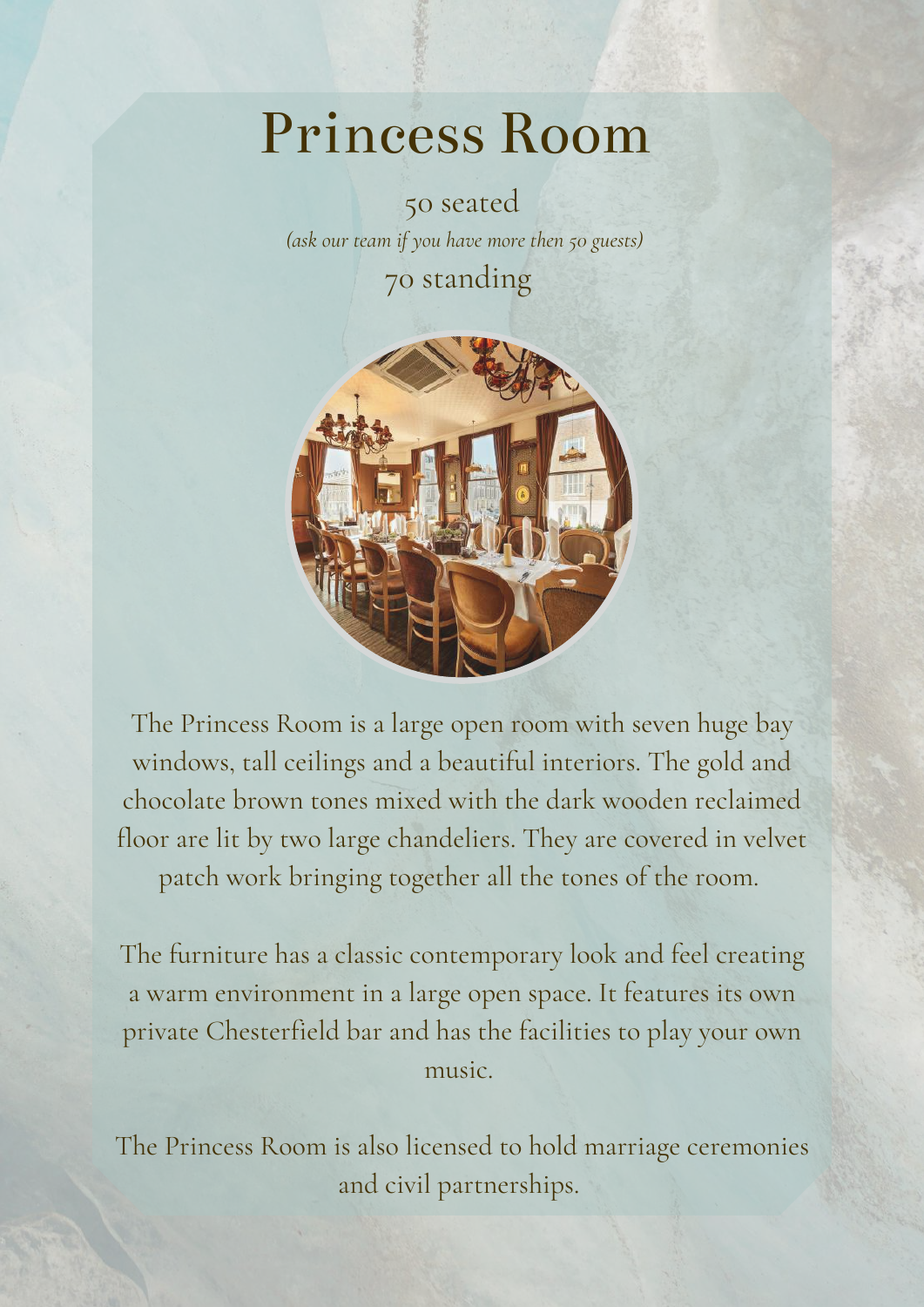# Princess Room

50 seated

*(ask our team if you have more then 50 guests)*

70 standing

The Princess Room is a large open room with seven huge bay windows, tall ceilings and a beautiful interiors. The gold and chocolate brown tones mixed with the dark wooden reclaimed floor are lit by two large chandeliers. They are covered in velvet patch work bringing together all the tones of the room.

The furniture has a classic contemporary look and feel creating a warm environment in a large open space. It features its own private Chesterfield bar and has the facilities to play your own music.

The Princess Room is also licensed to hold marriage ceremonies and civil partnerships.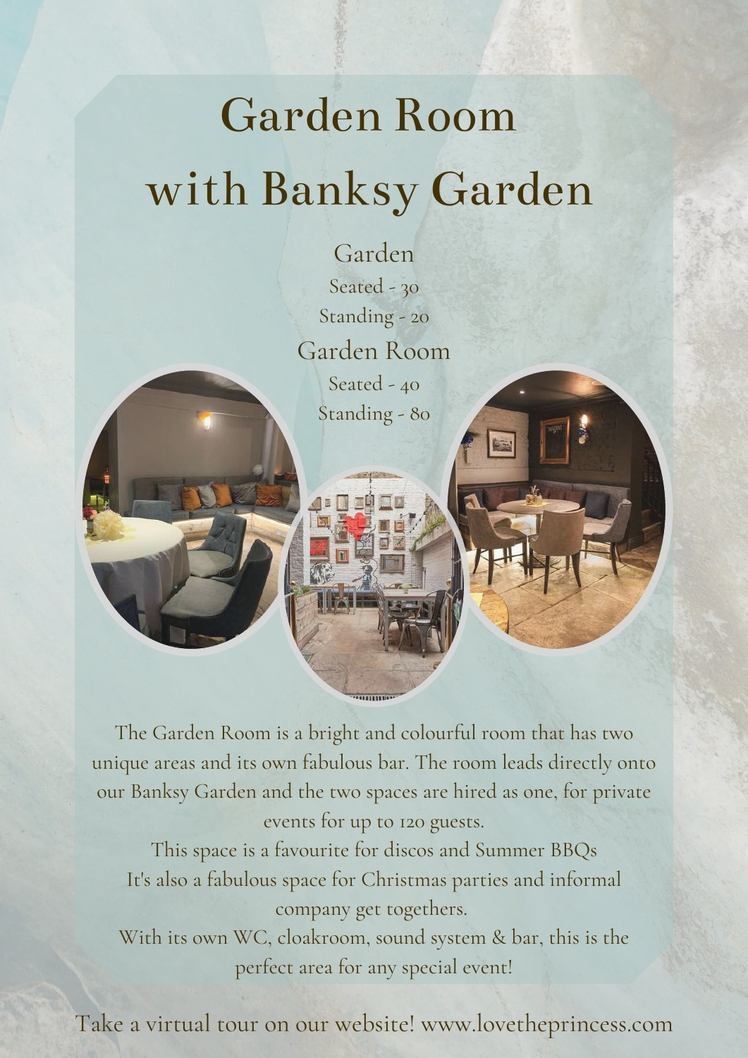# Garden Room with Banksy Garden

Garden
Seated - 30
Standing - 20

Garden Room
Seated - 40
Standing - 80

The Garden Room is a bright and colourful room that has two unique areas and its own fabulous bar. The room leads directly onto our Banksy Garden and the two spaces are hired as one, for private events for up to 120 guests.
This space is a favourite for discos and Summer BBQs
It's also a fabulous space for Christmas parties and informal company get togethers.
With its own WC, cloakroom, sound system & bar, this is the perfect area for any special event!

Take a virtual tour on our website! www.lovetheprincess.com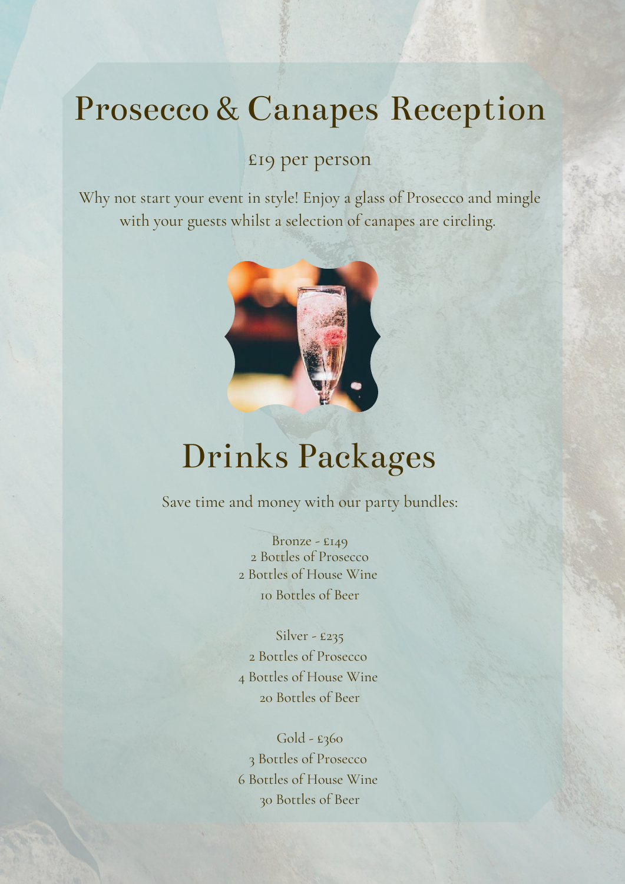# Prosecco & Canapes Reception

£19 per person

Why not start your event in style! Enjoy a glass of Prosecco and mingle with your guests whilst a selection of canapes are circling.

# Drinks Packages

Save time and money with our party bundles:

Bronze - £149
2 Bottles of Prosecco
2 Bottles of House Wine
10 Bottles of Beer

Silver - £235
2 Bottles of Prosecco
4 Bottles of House Wine
20 Bottles of Beer

Gold - £360
3 Bottles of Prosecco
6 Bottles of House Wine
30 Bottles of Beer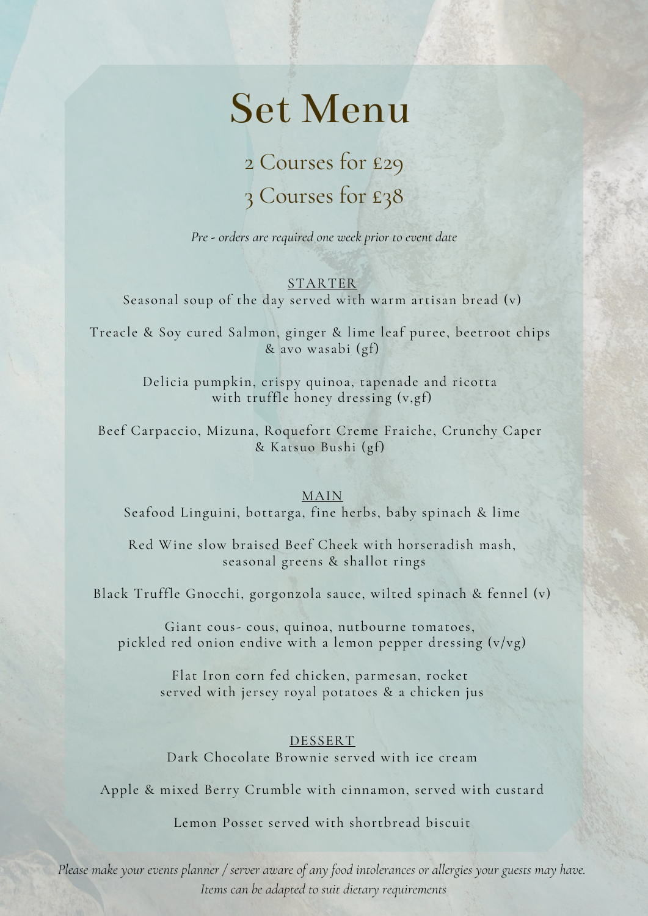# Set Menu

## 2 Courses for £29
## 3 Courses for £38

*Pre - orders are required one week prior to event date*

### STARTER

Seasonal soup of the day served with warm artisan bread (v)

Treacle & Soy cured Salmon, ginger & lime leaf puree, beetroot chips & avo wasabi (gf)

Delicia pumpkin, crispy quinoa, tapenade and ricotta with truffle honey dressing (v,gf)

Beef Carpaccio, Mizuna, Roquefort Creme Fraiche, Crunchy Caper & Katsuo Bushi (gf)

### MAIN

Seafood Linguini, bottarga, fine herbs, baby spinach & lime

Red Wine slow braised Beef Cheek with horseradish mash, seasonal greens & shallot rings

Black Truffle Gnocchi, gorgonzola sauce, wilted spinach & fennel (v)

Giant cous- cous, quinoa, nutbourne tomatoes, pickled red onion endive with a lemon pepper dressing (v/vg)

Flat Iron corn fed chicken, parmesan, rocket served with jersey royal potatoes & a chicken jus

### DESSERT

Dark Chocolate Brownie served with ice cream

Apple & mixed Berry Crumble with cinnamon, served with custard

Lemon Posset served with shortbread biscuit

*Please make your events planner / server aware of any food intolerances or allergies your guests may have. Items can be adapted to suit dietary requirements*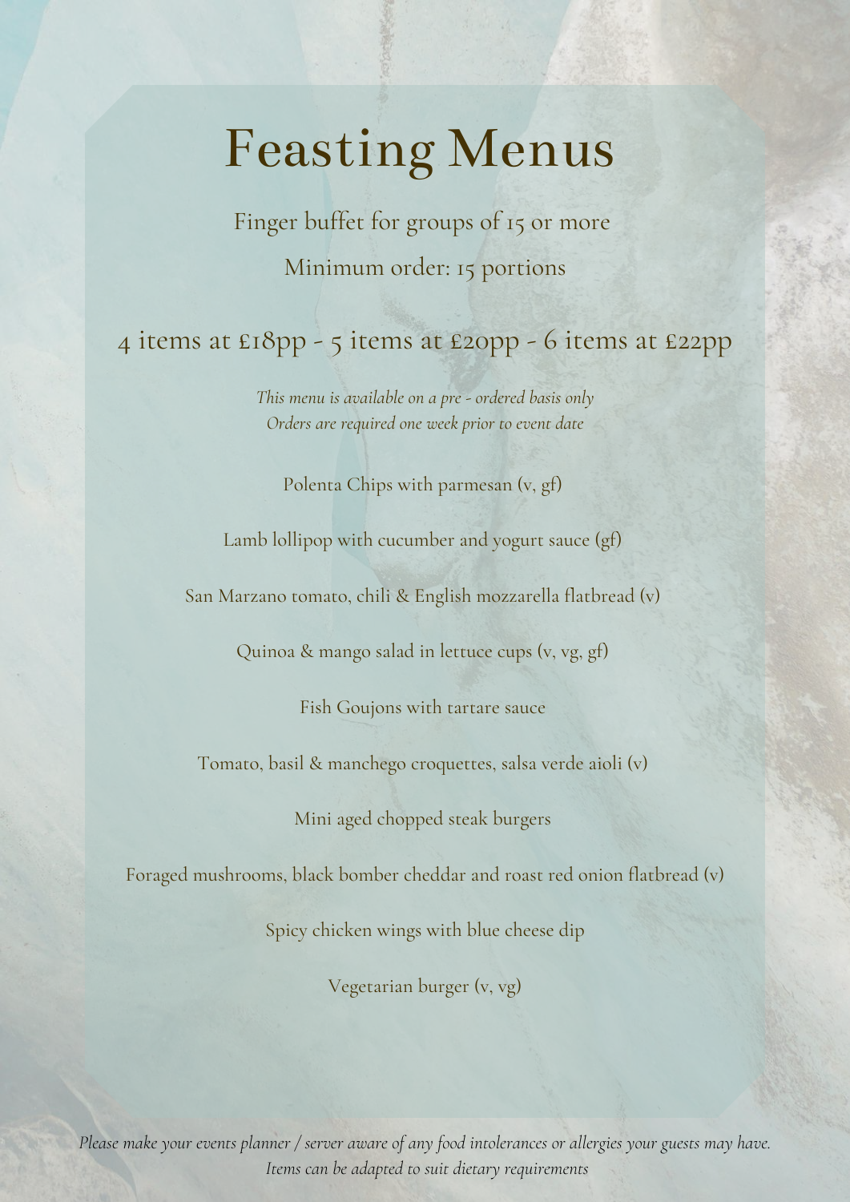# Feasting Menus

Finger buffet for groups of 15 or more

Minimum order: 15 portions

4 items at £18pp - 5 items at £20pp - 6 items at £22pp

*This menu is available on a pre - ordered basis only*
*Orders are required one week prior to event date*

Polenta Chips with parmesan (v, gf)

Lamb lollipop with cucumber and yogurt sauce (gf)

San Marzano tomato, chili & English mozzarella flatbread (v)

Quinoa & mango salad in lettuce cups (v, vg, gf)

Fish Goujons with tartare sauce

Tomato, basil & manchego croquettes, salsa verde aioli (v)

Mini aged chopped steak burgers

Foraged mushrooms, black bomber cheddar and roast red onion flatbread (v)

Spicy chicken wings with blue cheese dip

Vegetarian burger (v, vg)

*Please make your events planner / server aware of any food intolerances or allergies your guests may have.*
*Items can be adapted to suit dietary requirements*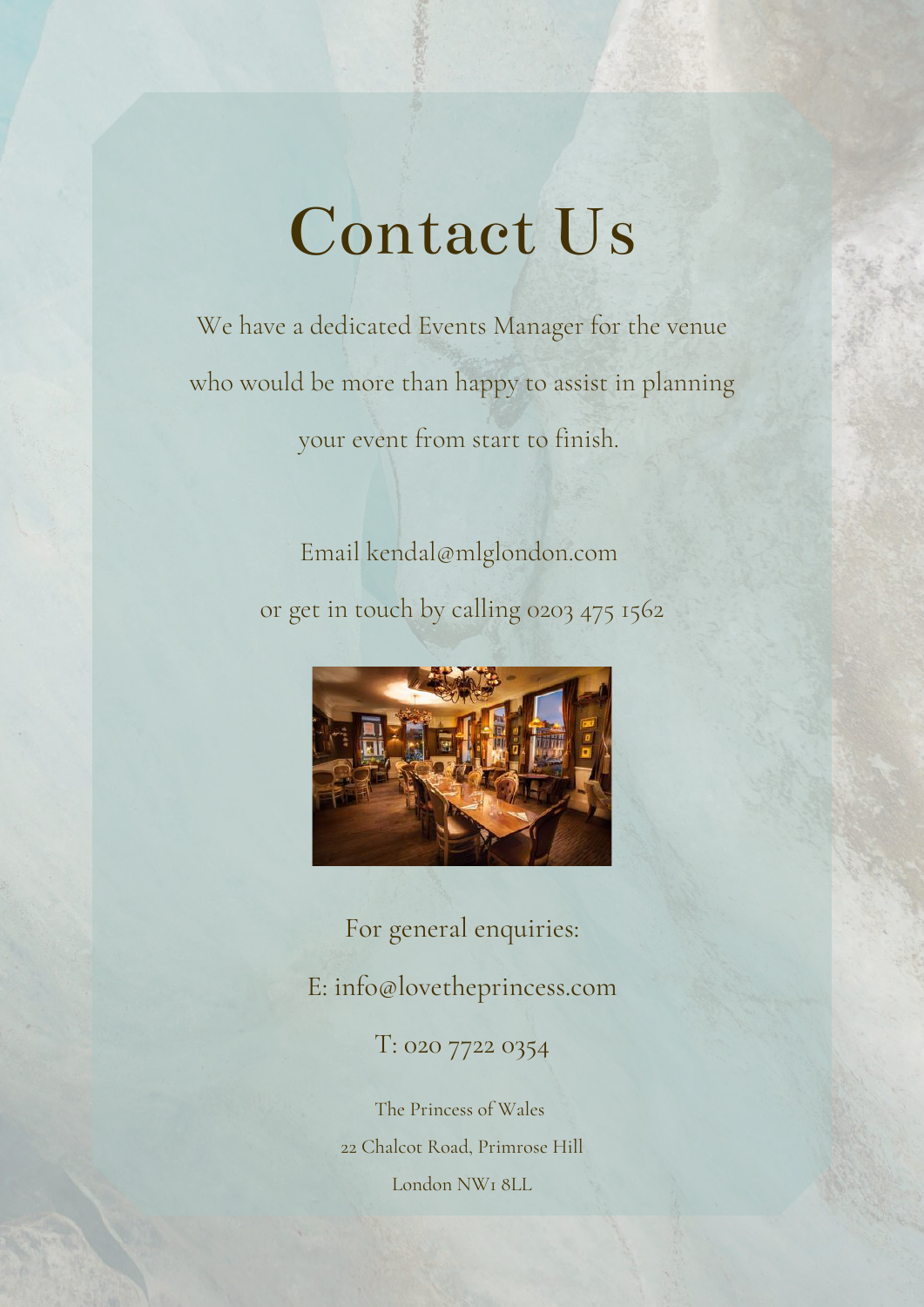# Contact Us

We have a dedicated Events Manager for the venue who would be more than happy to assist in planning your event from start to finish.

Email kendal@mlglondon.com

or get in touch by calling 0203 475 1562

For general enquiries:

E: info@lovetheprincess.com

T: 020 7722 0354

The Princess of Wales

22 Chalcot Road, Primrose Hill

London NW1 8LL